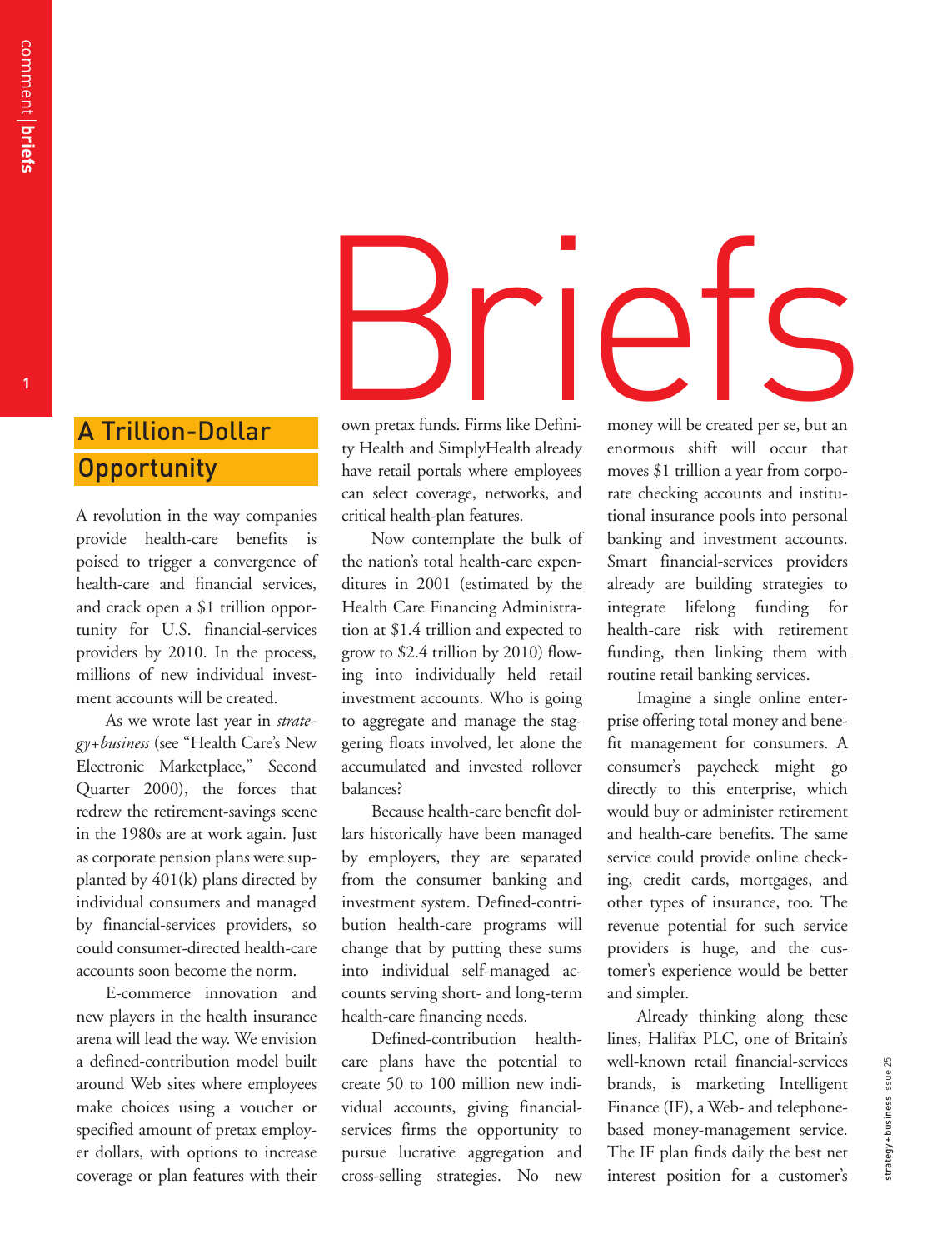# Briefs

## A Trillion-Dollar Opportunity

A revolution in the way companies provide health-care benefits is poised to trigger a convergence of health-care and financial services, and crack open a $1 trillion opportunity for U.S. financial-services providers by 2010. In the process, millions of new individual investment accounts will be created.

As we wrote last year in *strategy+business* (see "Health Care's New Electronic Marketplace," Second Quarter 2000), the forces that redrew the retirement-savings scene in the 1980s are at work again. Just as corporate pension plans were supplanted by 401(k) plans directed by individual consumers and managed by financial-services providers, so could consumer-directed health-care accounts soon become the norm.

E-commerce innovation and new players in the health insurance arena will lead the way. We envision a defined-contribution model built around Web sites where employees make choices using a voucher or specified amount of pretax employer dollars, with options to increase coverage or plan features with their own pretax funds. Firms like Definity Health and SimplyHealth already have retail portals where employees can select coverage, networks, and critical health-plan features.

Now contemplate the bulk of the nation's total health-care expenditures in 2001 (estimated by the Health Care Financing Administration at $1.4 trillion and expected to grow to $2.4 trillion by 2010) flowing into individually held retail investment accounts. Who is going to aggregate and manage the staggering floats involved, let alone the accumulated and invested rollover balances?

Because health-care benefit dollars historically have been managed by employers, they are separated from the consumer banking and investment system. Defined-contribution health-care programs will change that by putting these sums into individual self-managed accounts serving short- and long-term health-care financing needs.

Defined-contribution health-care plans have the potential to create 50 to 100 million new individual accounts, giving financial-services firms the opportunity to pursue lucrative aggregation and cross-selling strategies. No new money will be created per se, but an enormous shift will occur that moves $1 trillion a year from corporate checking accounts and institutional insurance pools into personal banking and investment accounts. Smart financial-services providers already are building strategies to integrate lifelong funding for health-care risk with retirement funding, then linking them with routine retail banking services.

Imagine a single online enterprise offering total money and benefit management for consumers. A consumer's paycheck might go directly to this enterprise, which would buy or administer retirement and health-care benefits. The same service could provide online checking, credit cards, mortgages, and other types of insurance, too. The revenue potential for such service providers is huge, and the customer's experience would be better and simpler.

Already thinking along these lines, Halifax PLC, one of Britain's well-known retail financial-services brands, is marketing Intelligent Finance (IF), a Web- and telephone-based money-management service. The IF plan finds daily the best net interest position for a customer's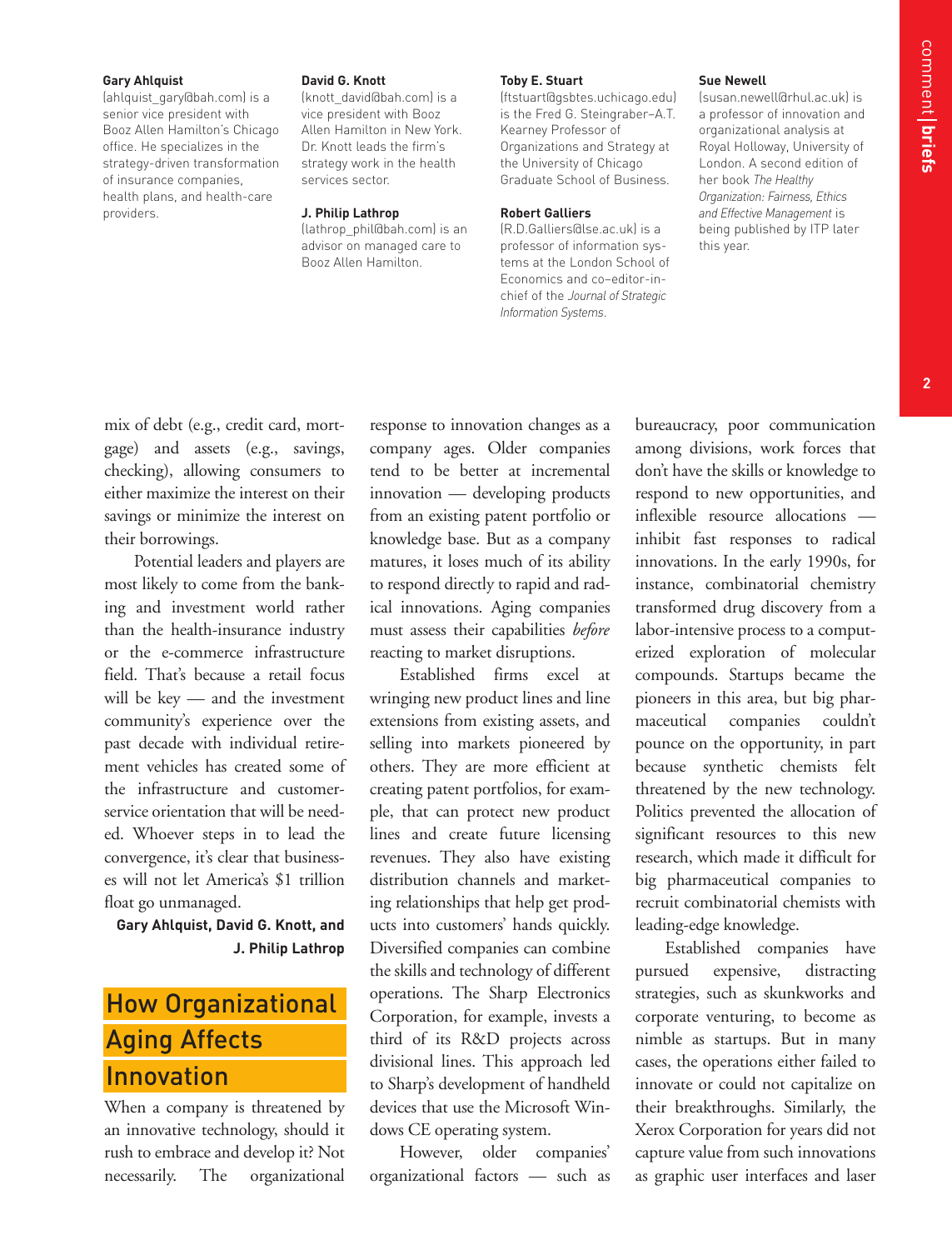**Gary Ahlquist**
(ahlquist_gary@bah.com) is a senior vice president with Booz Allen Hamilton's Chicago office. He specializes in the strategy-driven transformation of insurance companies, health plans, and health-care providers.

**David G. Knott**
(knott_david@bah.com) is a vice president with Booz Allen Hamilton in New York. Dr. Knott leads the firm's strategy work in the health services sector.

**J. Philip Lathrop**
(lathrop_phil@bah.com) is an advisor on managed care to Booz Allen Hamilton.

**Toby E. Stuart**
(ftstuart@gsbtes.uchicago.edu) is the Fred G. Steingraber–A.T. Kearney Professor of Organizations and Strategy at the University of Chicago Graduate School of Business.

**Robert Galliers**
(R.D.Galliers@lse.ac.uk) is a professor of information systems at the London School of Economics and co-editor-in-chief of the *Journal of Strategic Information Systems*.

**Sue Newell**
(susan.newell@rhul.ac.uk) is a professor of innovation and organizational analysis at Royal Holloway, University of London. A second edition of her book *The Healthy Organization: Fairness, Ethics and Effective Management* is being published by ITP later this year.

mix of debt (e.g., credit card, mortgage) and assets (e.g., savings, checking), allowing consumers to either maximize the interest on their savings or minimize the interest on their borrowings.

Potential leaders and players are most likely to come from the banking and investment world rather than the health-insurance industry or the e-commerce infrastructure field. That's because a retail focus will be key — and the investment community's experience over the past decade with individual retirement vehicles has created some of the infrastructure and customer-service orientation that will be needed. Whoever steps in to lead the convergence, it's clear that businesses will not let America's $1 trillion float go unmanaged.

**Gary Ahlquist, David G. Knott, and J. Philip Lathrop**

## How Organizational Aging Affects Innovation

When a company is threatened by an innovative technology, should it rush to embrace and develop it? Not necessarily. The organizational response to innovation changes as a company ages. Older companies tend to be better at incremental innovation — developing products from an existing patent portfolio or knowledge base. But as a company matures, it loses much of its ability to respond directly to rapid and radical innovations. Aging companies must assess their capabilities *before* reacting to market disruptions.

Established firms excel at wringing new product lines and line extensions from existing assets, and selling into markets pioneered by others. They are more efficient at creating patent portfolios, for example, that can protect new product lines and create future licensing revenues. They also have existing distribution channels and marketing relationships that help get products into customers' hands quickly. Diversified companies can combine the skills and technology of different operations. The Sharp Electronics Corporation, for example, invests a third of its R&D projects across divisional lines. This approach led to Sharp's development of handheld devices that use the Microsoft Windows CE operating system.

However, older companies' organizational factors — such as bureaucracy, poor communication among divisions, work forces that don't have the skills or knowledge to respond to new opportunities, and inflexible resource allocations — inhibit fast responses to radical innovations. In the early 1990s, for instance, combinatorial chemistry transformed drug discovery from a labor-intensive process to a computerized exploration of molecular compounds. Startups became the pioneers in this area, but big pharmaceutical companies couldn't pounce on the opportunity, in part because synthetic chemists felt threatened by the new technology. Politics prevented the allocation of significant resources to this new research, which made it difficult for big pharmaceutical companies to recruit combinatorial chemists with leading-edge knowledge.

Established companies have pursued expensive, distracting strategies, such as skunkworks and corporate venturing, to become as nimble as startups. But in many cases, the operations either failed to innovate or could not capitalize on their breakthroughs. Similarly, the Xerox Corporation for years did not capture value from such innovations as graphic user interfaces and laser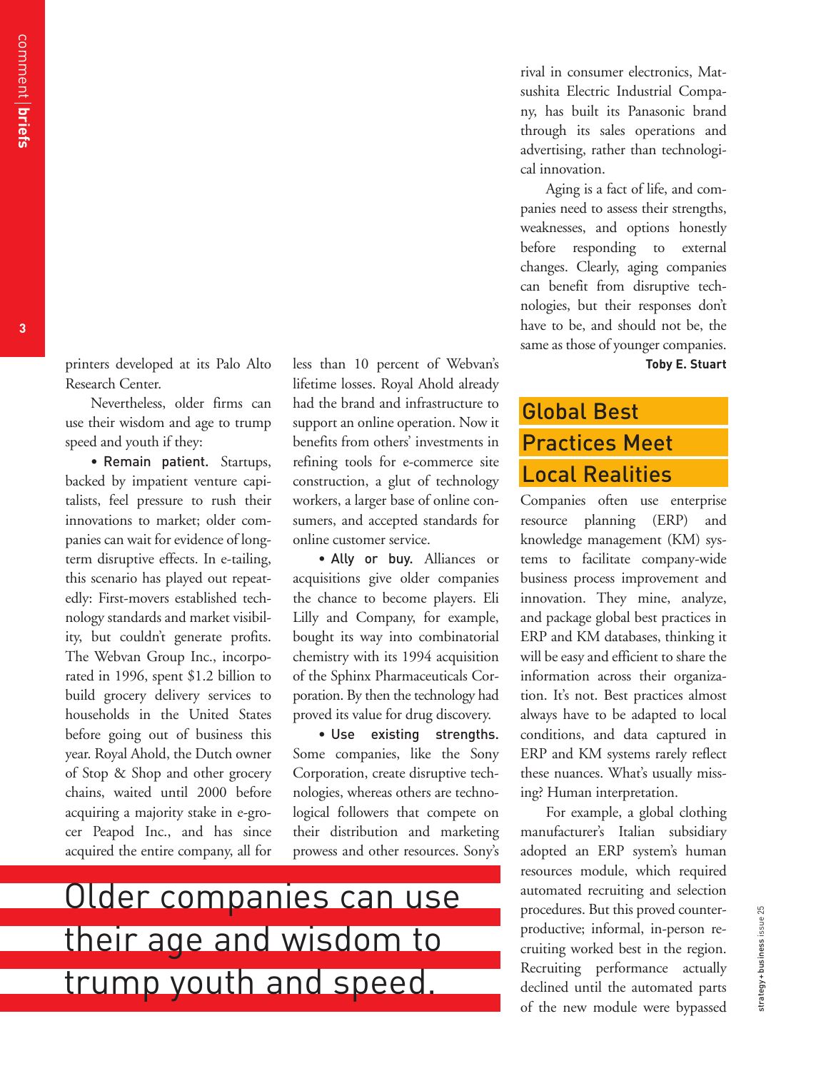printers developed at its Palo Alto Research Center.

Nevertheless, older firms can use their wisdom and age to trump speed and youth if they:

• **Remain patient.** Startups, backed by impatient venture capitalists, feel pressure to rush their innovations to market; older companies can wait for evidence of long-term disruptive effects. In e-tailing, this scenario has played out repeatedly: First-movers established technology standards and market visibility, but couldn't generate profits. The Webvan Group Inc., incorporated in 1996, spent $1.2 billion to build grocery delivery services to households in the United States before going out of business this year. Royal Ahold, the Dutch owner of Stop & Shop and other grocery chains, waited until 2000 before acquiring a majority stake in e-grocer Peapod Inc., and has since acquired the entire company, all for less than 10 percent of Webvan's lifetime losses. Royal Ahold already had the brand and infrastructure to support an online operation. Now it benefits from others' investments in refining tools for e-commerce site construction, a glut of technology workers, a larger base of online consumers, and accepted standards for online customer service.

• **Ally or buy.** Alliances or acquisitions give older companies the chance to become players. Eli Lilly and Company, for example, bought its way into combinatorial chemistry with its 1994 acquisition of the Sphinx Pharmaceuticals Corporation. By then the technology had proved its value for drug discovery.

• **Use existing strengths.** Some companies, like the Sony Corporation, create disruptive technologies, whereas others are technological followers that compete on their distribution and marketing prowess and other resources. Sony's rival in consumer electronics, Matsushita Electric Industrial Company, has built its Panasonic brand through its sales operations and advertising, rather than technological innovation.

> Older companies can use their age and wisdom to trump youth and speed.

Aging is a fact of life, and companies need to assess their strengths, weaknesses, and options honestly before responding to external changes. Clearly, aging companies can benefit from disruptive technologies, but their responses don't have to be, and should not be, the same as those of younger companies.

**Toby E. Stuart**

## Global Best Practices Meet Local Realities

Companies often use enterprise resource planning (ERP) and knowledge management (KM) systems to facilitate company-wide business process improvement and innovation. They mine, analyze, and package global best practices in ERP and KM databases, thinking it will be easy and efficient to share the information across their organization. It's not. Best practices almost always have to be adapted to local conditions, and data captured in ERP and KM systems rarely reflect these nuances. What's usually missing? Human interpretation.

For example, a global clothing manufacturer's Italian subsidiary adopted an ERP system's human resources module, which required automated recruiting and selection procedures. But this proved counterproductive; informal, in-person recruiting worked best in the region. Recruiting performance actually declined until the automated parts of the new module were bypassed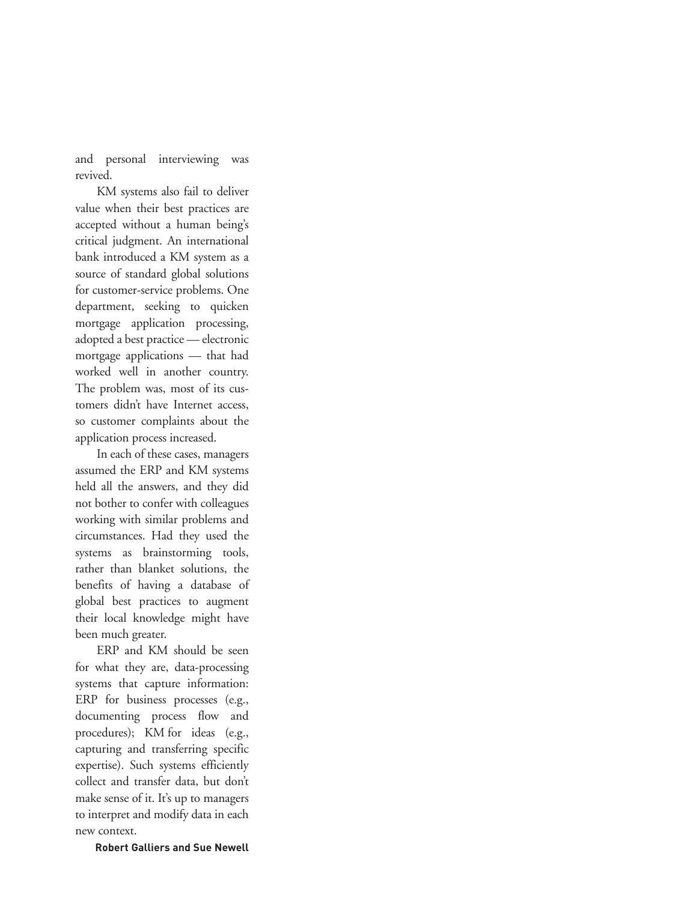and personal interviewing was revived.

KM systems also fail to deliver value when their best practices are accepted without a human being's critical judgment. An international bank introduced a KM system as a source of standard global solutions for customer-service problems. One department, seeking to quicken mortgage application processing, adopted a best practice — electronic mortgage applications — that had worked well in another country. The problem was, most of its customers didn't have Internet access, so customer complaints about the application process increased.

In each of these cases, managers assumed the ERP and KM systems held all the answers, and they did not bother to confer with colleagues working with similar problems and circumstances. Had they used the systems as brainstorming tools, rather than blanket solutions, the benefits of having a database of global best practices to augment their local knowledge might have been much greater.

ERP and KM should be seen for what they are, data-processing systems that capture information: ERP for business processes (e.g., documenting process flow and procedures); KM for ideas (e.g., capturing and transferring specific expertise). Such systems efficiently collect and transfer data, but don't make sense of it. It's up to managers to interpret and modify data in each new context.

**Robert Galliers and Sue Newell**